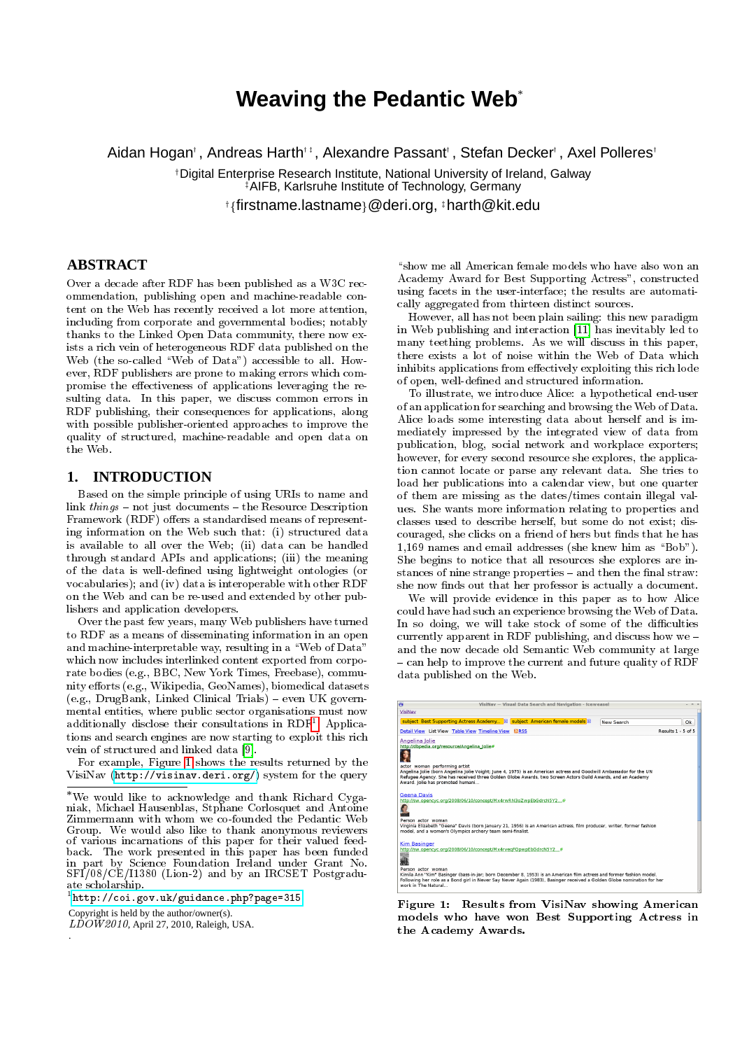# Weaving the Pedantic Web*

Aidan Hogan[†], Andreas Harth[† ‡], Alexandre Passant[†], Stefan Decker[†], Axel Polleres[†]

[†]Digital Enterprise Research Institute, National University of Ireland, Galway
[‡]AIFB, Karlsruhe Institute of Technology, Germany
[†]{firstname.lastname}@deri.org, [‡]harth@kit.edu

## ABSTRACT

Over a decade after RDF has been published as a W3C recommendation, publishing open and machine-readable content on the Web has recently received a lot more attention, including from corporate and governmental bodies; notably thanks to the Linked Open Data community, there now exists a rich vein of heterogeneous RDF data published on the Web (the so-called "Web of Data") accessible to all. However, RDF publishers are prone to making errors which compromise the effectiveness of applications leveraging the resulting data. In this paper, we discuss common errors in RDF publishing, their consequences for applications, along with possible publisher-oriented approaches to improve the quality of structured, machine-readable and open data on the Web.

## 1. INTRODUCTION

Based on the simple principle of using URIs to name and link *things* – not just documents – the Resource Description Framework (RDF) offers a standardised means of representing information on the Web such that: (i) structured data is available to all over the Web; (ii) data can be handled through standard APIs and applications; (iii) the meaning of the data is well-defined using lightweight ontologies (or vocabularies); and (iv) data is interoperable with other RDF on the Web and can be re-used and extended by other publishers and application developers.

Over the past few years, many Web publishers have turned to RDF as a means of disseminating information in an open and machine-interpretable way, resulting in a "Web of Data" which now includes interlinked content exported from corporate bodies (e.g., BBC, New York Times, Freebase), community efforts (e.g., Wikipedia, GeoNames), biomedical datasets (e.g., DrugBank, Linked Clinical Trials) – even UK governmental entities, where public sector organisations must now additionally disclose their consultations in RDF[1]. Applications and search engines are now starting to exploit this rich vein of structured and linked data [9].

For example, Figure 1 shows the results returned by the VisiNav (http://visinav.deri.org/) system for the query "show me all American female models who have also won an Academy Award for Best Supporting Actress", constructed using facets in the user-interface; the results are automatically aggregated from thirteen distinct sources.

However, all has not been plain sailing: this new paradigm in Web publishing and interaction [11] has inevitably led to many teething problems. As we will discuss in this paper, there exists a lot of noise within the Web of Data which inhibits applications from effectively exploiting this rich lode of open, well-defined and structured information.

To illustrate, we introduce Alice: a hypothetical end-user of an application for searching and browsing the Web of Data. Alice loads some interesting data about herself and is immediately impressed by the integrated view of data from publication, blog, social network and workplace exporters; however, for every second resource she explores, the application cannot locate or parse any relevant data. She tries to load her publications into a calendar view, but one quarter of them are missing as the dates/times contain illegal values. She wants more information relating to properties and classes used to describe herself, but some do not exist; discouraged, she clicks on a friend of hers but finds that he has 1,169 names and email addresses (she knew him as "Bob"). She begins to notice that all resources she explores are instances of nine strange properties – and then the final straw: she now finds out that her professor is actually a document.

We will provide evidence in this paper as to how Alice could have had such an experience browsing the Web of Data. In so doing, we will take stock of some of the difficulties currently apparent in RDF publishing, and discuss how we – and the now decade old Semantic Web community at large – can help to improve the current and future quality of RDF data published on the Web.

**Figure 1: Results from VisiNav showing American models who have won Best Supporting Actress in the Academy Awards.**

*We would like to acknowledge and thank Richard Cyganiak, Michael Hausenblas, Stphane Corlosquet and Antoine Zimmermann with whom we co-founded the Pedantic Web Group. We would also like to thank anonymous reviewers of various incarnations of this paper for their valued feedback. The work presented in this paper has been funded in part by Science Foundation Ireland under Grant No. SFI/08/CE/I1380 (Lion-2) and by an IRCSET Postgraduate scholarship.

[1]http://coi.gov.uk/guidance.php?page=315

Copyright is held by the author/owner(s).
*LDOW2010*, April 27, 2010, Raleigh, USA.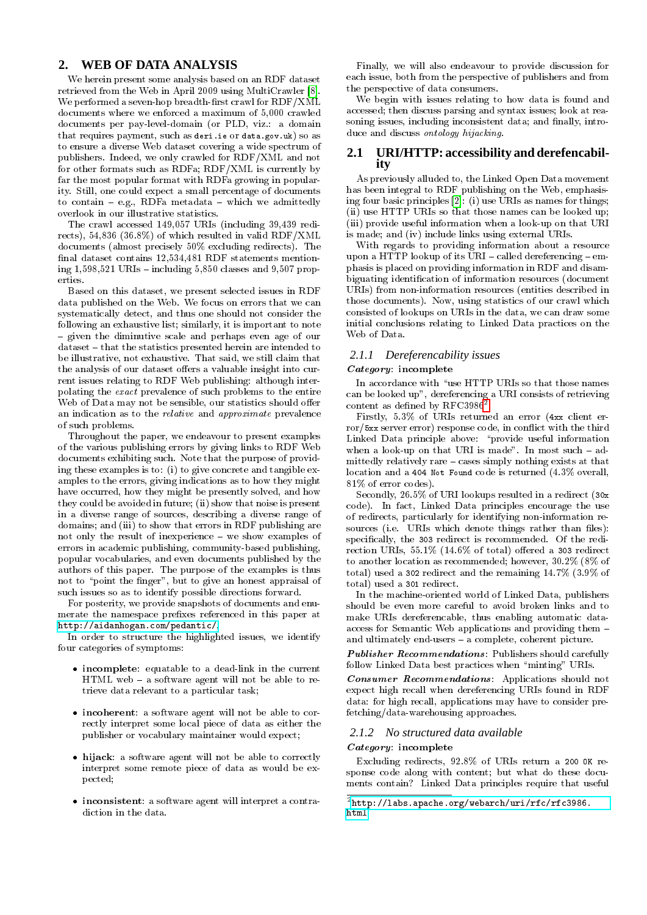## 2. WEB OF DATA ANALYSIS

We herein present some analysis based on an RDF dataset retrieved from the Web in April 2009 using MultiCrawler [8]. We performed a seven-hop breadth-first crawl for RDF/XML documents where we enforced a maximum of 5,000 crawled documents per pay-level-domain (or PLD, viz.: a domain that requires payment, such as `deri.ie` or `data.gov.uk`) so as to ensure a diverse Web dataset covering a wide spectrum of publishers. Indeed, we only crawled for RDF/XML and not for other formats such as RDFa; RDF/XML is currently by far the most popular format with RDFa growing in popularity. Still, one could expect a small percentage of documents to contain – e.g., RDFa metadata – which we admittedly overlook in our illustrative statistics.

The crawl accessed 149,057 URIs (including 39,439 redirects), 54,836 (36.8%) of which resulted in valid RDF/XML documents (almost precisely 50% excluding redirects). The final dataset contains 12,534,481 RDF statements mentioning 1,598,521 URIs – including 5,850 classes and 9,507 properties.

Based on this dataset, we present selected issues in RDF data published on the Web. We focus on errors that we can systematically detect, and thus one should not consider the following an exhaustive list; similarly, it is important to note – given the diminutive scale and perhaps even age of our dataset – that the statistics presented herein are intended to be illustrative, not exhaustive. That said, we still claim that the analysis of our dataset offers a valuable insight into current issues relating to RDF Web publishing: although interpolating the *exact* prevalence of such problems to the entire Web of Data may not be sensible, our statistics should offer an indication as to the *relative* and *approximate* prevalence of such problems.

Throughout the paper, we endeavour to present examples of the various publishing errors by giving links to RDF Web documents exhibiting such. Note that the purpose of providing these examples is to: (i) to give concrete and tangible examples to the errors, giving indications as to how they might have occurred, how they might be presently solved, and how they could be avoided in future; (ii) show that noise is present in a diverse range of sources, describing a diverse range of domains; and (iii) to show that errors in RDF publishing are not only the result of inexperience – we show examples of errors in academic publishing, community-based publishing, popular vocabularies, and even documents published by the authors of this paper. The purpose of the examples is thus not to "point the finger", but to give an honest appraisal of such issues so as to identify possible directions forward.

For posterity, we provide snapshots of documents and enumerate the namespace prefixes referenced in this paper at http://aidanhogan.com/pedantic/.

In order to structure the highlighted issues, we identify four categories of symptoms:

- **incomplete**: equatable to a dead-link in the current HTML web – a software agent will not be able to retrieve data relevant to a particular task;
- **incoherent**: a software agent will not be able to correctly interpret some local piece of data as either the publisher or vocabulary maintainer would expect;
- **hijack**: a software agent will not be able to correctly interpret some remote piece of data as would be expected;
- **inconsistent**: a software agent will interpret a contradiction in the data.

Finally, we will also endeavour to provide discussion for each issue, both from the perspective of publishers and from the perspective of data consumers.

We begin with issues relating to how data is found and accessed; then discuss parsing and syntax issues; look at reasoning issues, including inconsistent data; and finally, introduce and discuss *ontology hijacking*.

### 2.1 URI/HTTP: accessibility and derefencability

As previously alluded to, the Linked Open Data movement has been integral to RDF publishing on the Web, emphasising four basic principles [2]: (i) use URIs as names for things; (ii) use HTTP URIs so that those names can be looked up; (iii) provide useful information when a look-up on that URI is made; and (iv) include links using external URIs.

With regards to providing information about a resource upon a HTTP lookup of its URI – called dereferencing – emphasis is placed on providing information in RDF and disambiguating identification of information resources (document URIs) from non-information resources (entities described in those documents). Now, using statistics of our crawl which consisted of lookups on URIs in the data, we can draw some initial conclusions relating to Linked Data practices on the Web of Data.

#### 2.1.1 Dereferencability issues

***Category***: **incomplete**

In accordance with "use HTTP URIs so that those names can be looked up", dereferencing a URI consists of retrieving content as defined by RFC3986[2].

Firstly, 5.3% of URIs returned an error (`4xx` client error/`5xx` server error) response code, in conflict with the third Linked Data principle above: "provide useful information when a look-up on that URI is made". In most such – admittedly relatively rare – cases simply nothing exists at that location and a `404 Not Found` code is returned (4.3% overall, 81% of error codes).

Secondly, 26.5% of URI lookups resulted in a redirect (`30x` code). In fact, Linked Data principles encourage the use of redirects, particularly for identifying non-information resources (i.e. URIs which denote things rather than files): specifically, the `303` redirect is recommended. Of the redirection URIs, 55.1% (14.6% of total) offered a `303` redirect to another location as recommended; however, 30.2% (8% of total) used a `302` redirect and the remaining 14.7% (3.9% of total) used a `301` redirect.

In the machine-oriented world of Linked Data, publishers should be even more careful to avoid broken links and to make URIs dereferencable, thus enabling automatic data-access for Semantic Web applications and providing them – and ultimately end-users – a complete, coherent picture.

***Publisher Recommendations***: Publishers should carefully follow Linked Data best practices when "minting" URIs.

***Consumer Recommendations***: Applications should not expect high recall when dereferencing URIs found in RDF data: for high recall, applications may have to consider pre-fetching/data-warehousing approaches.

#### 2.1.2 No structured data available

***Category***: **incomplete**

Excluding redirects, 92.8% of URIs return a `200 OK` response code along with content; but what do these documents contain? Linked Data principles require that useful

[2] http://labs.apache.org/webarch/uri/rfc/rfc3986.html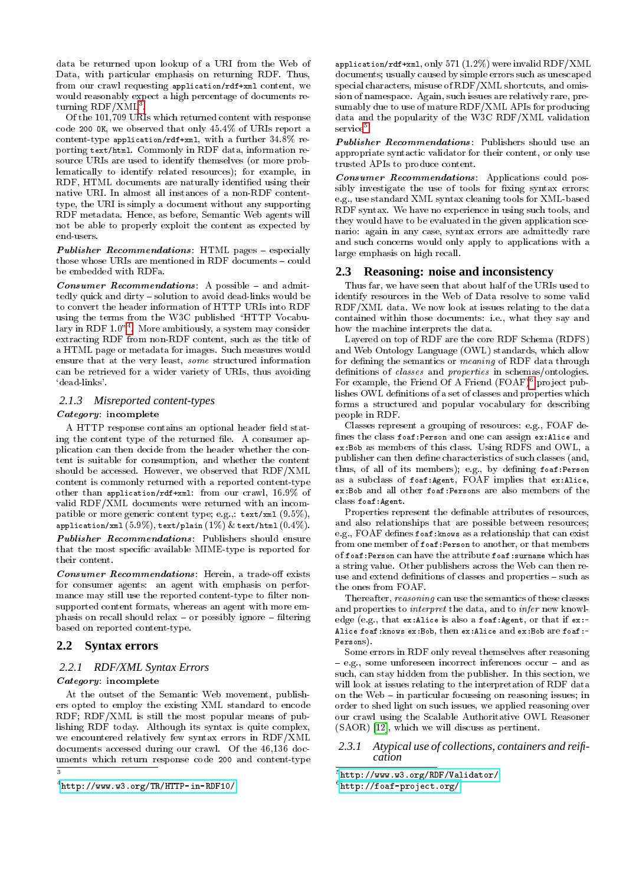data be returned upon lookup of a URI from the Web of Data, with particular emphasis on returning RDF. Thus, from our crawl requesting `application/rdf+xml` content, we would reasonably expect a high percentage of documents returning RDF/XML[3].

Of the 101,709 URIs which returned content with response code `200 OK`, we observed that only 45.4% of URIs report a content-type `application/rdf+xml`, with a further 34.8% reporting `text/html`. Commonly in RDF data, information resource URIs are used to identify themselves (or more problematically to identify related resources); for example, in RDF, HTML documents are naturally identified using their native URI. In almost all instances of a non-RDF content-type, the URI is simply a document without any supporting RDF metadata. Hence, as before, Semantic Web agents will not be able to properly exploit the content as expected by end-users.

***Publisher Recommendations***: HTML pages – especially those whose URIs are mentioned in RDF documents – could be embedded with RDFa.

***Consumer Recommendations***: A possible – and admittedly quick and dirty – solution to avoid dead-links would be to convert the header information of HTTP URIs into RDF using the terms from the W3C published "HTTP Vocabulary in RDF 1.0"[4]. More ambitiously, a system may consider extracting RDF from non-RDF content, such as the title of a HTML page or metadata for images. Such measures would ensure that at the very least, *some* structured information can be retrieved for a wider variety of URIs, thus avoiding 'dead-links'.

### 2.1.3 Misreported content-types

***Category***: **incomplete**

A HTTP response contains an optional header field stating the content type of the returned file. A consumer application can then decide from the header whether the content is suitable for consumption, and whether the content should be accessed. However, we observed that RDF/XML content is commonly returned with a reported content-type other than `application/rdf+xml`: from our crawl, 16.9% of valid RDF/XML documents were returned with an incompatible or more generic content type; e.g.,: `text/xml` (9.5%), `application/xml` (5.9%), `text/plain` (1%) & `text/html` (0.4%).

***Publisher Recommendations***: Publishers should ensure that the most specific available MIME-type is reported for their content.

***Consumer Recommendations***: Herein, a trade-off exists for consumer agents: an agent with emphasis on performance may still use the reported content-type to filter non-supported content formats, whereas an agent with more emphasis on recall should relax – or possibly ignore – filtering based on reported content-type.

## 2.2 Syntax errors

### 2.2.1 RDF/XML Syntax Errors

***Category***: **incomplete**

At the outset of the Semantic Web movement, publishers opted to employ the existing XML standard to encode RDF; RDF/XML is still the most popular means of publishing RDF today. Although its syntax is quite complex, we encountered relatively few syntax errors in RDF/XML documents accessed during our crawl. Of the 46,136 documents which return response code `200` and content-type `application/rdf+xml`, only 571 (1.2%) were invalid RDF/XML documents; usually caused by simple errors such as unescaped special characters, misuse of RDF/XML shortcuts, and omission of namespace. Again, such issues are relatively rare, presumably due to use of mature RDF/XML APIs for producing data and the popularity of the W3C RDF/XML validation service[5].

***Publisher Recommendations***: Publishers should use an appropriate syntactic validator for their content, or only use trusted APIs to produce content.

***Consumer Recommendations***: Applications could possibly investigate the use of tools for fixing syntax errors: e.g., use standard XML syntax cleaning tools for XML-based RDF syntax. We have no experience in using such tools, and they would have to be evaluated in the given application scenario: again in any case, syntax errors are admittedly rare and such concerns would only apply to applications with a large emphasis on high recall.

## 2.3 Reasoning: noise and inconsistency

Thus far, we have seen that about half of the URIs used to identify resources in the Web of Data resolve to some valid RDF/XML data. We now look at issues relating to the data contained within those documents: i.e., what they say and how the machine interprets the data.

Layered on top of RDF are the core RDF Schema (RDFS) and Web Ontology Language (OWL) standards, which allow for defining the semantics or *meaning* of RDF data through definitions of *classes* and *properties* in schemas/ontologies. For example, the Friend Of A Friend (FOAF)[6] project publishes OWL definitions of a set of classes and properties which forms a structured and popular vocabulary for describing people in RDF.

Classes represent a grouping of resources: e.g., FOAF defines the class `foaf:Person` and one can assign `ex:Alice` and `ex:Bob` as members of this class. Using RDFS and OWL, a publisher can then define characteristics of such classes (and, thus, of all of its members); e.g., by defining `foaf:Person` as a subclass of `foaf:Agent`, FOAF implies that `ex:Alice`, `ex:Bob` and all other `foaf:Person`s are also members of the class `foaf:Agent`.

Properties represent the definable attributes of resources, and also relationships that are possible between resources; e.g., FOAF defines `foaf:knows` as a relationship that can exist from one member of `foaf:Person` to another, or that members of `foaf:Person` can have the attribute `foaf:surname` which has a string value. Other publishers across the Web can then reuse and extend definitions of classes and properties – such as the ones from FOAF.

Thereafter, *reasoning* can use the semantics of these classes and properties to *interpret* the data, and to *infer* new knowledge (e.g., that `ex:Alice` is also a `foaf:Agent`, or that if `ex:Alice foaf:knows ex:Bob`, then `ex:Alice` and `ex:Bob` are `foaf:Persons`).

Some errors in RDF only reveal themselves after reasoning – e.g., some unforeseen incorrect inferences occur – and as such, can stay hidden from the publisher. In this section, we will look at issues relating to the interpretation of RDF data on the Web – in particular focussing on reasoning issues; in order to shed light on such issues, we applied reasoning over our crawl using the Scalable Authoritative OWL Reasoner (SAOR) [12], which we will discuss as pertinent.

### 2.3.1 Atypical use of collections, containers and reification

---

[3]

[4] http://www.w3.org/TR/HTTP-in-RDF10/

[5] http://www.w3.org/RDF/Validator/

[6] http://foaf-project.org/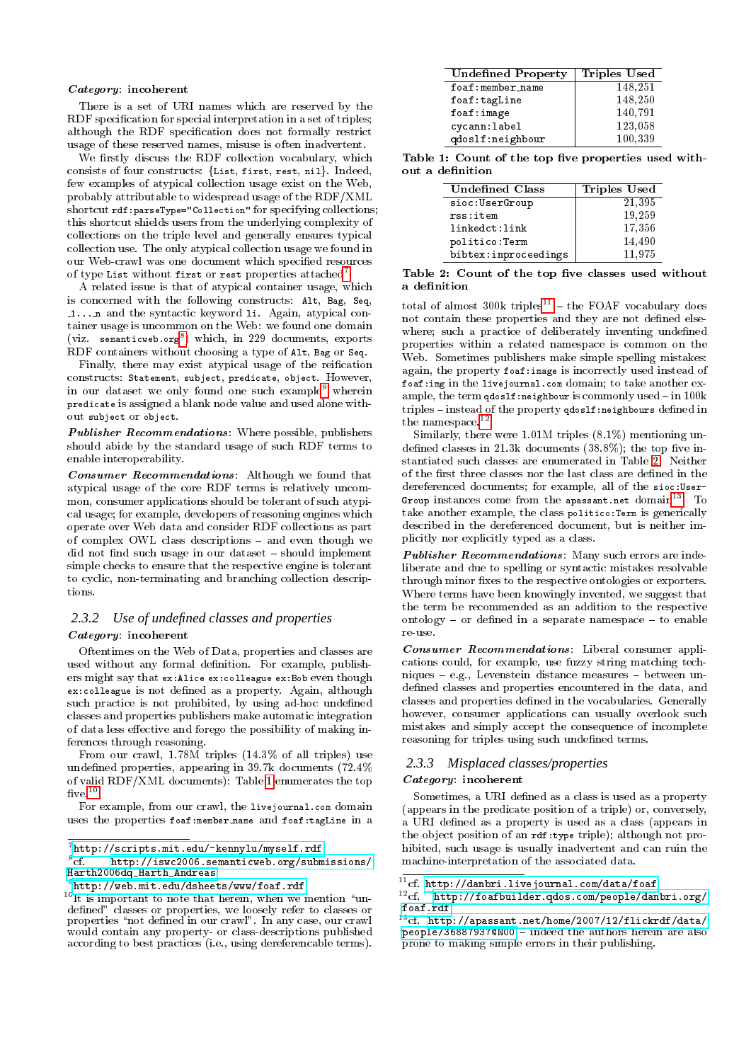*Category*: **incoherent**

There is a set of URI names which are reserved by the RDF specification for special interpretation in a set of triples; although the RDF specification does not formally restrict usage of these reserved names, misuse is often inadvertent.

We firstly discuss the RDF collection vocabulary, which consists of four constructs: {List, first, rest, nil}. Indeed, few examples of atypical collection usage exist on the Web, probably attributable to widespread usage of the RDF/XML shortcut rdf:parseType="Collection" for specifying collections; this shortcut shields users from the underlying complexity of collections on the triple level and generally ensures typical collection use. The only atypical collection usage we found in our Web-crawl was one document which specified resources of type List without first or rest properties attached.[7]

A related issue is that of atypical container usage, which is concerned with the following constructs: Alt, Bag, Seq, _1..._n and the syntactic keyword li. Again, atypical container usage is uncommon on the Web: we found one domain (viz. semanticweb.org[8]) which, in 229 documents, exports RDF containers without choosing a type of Alt, Bag or Seq.

Finally, there may exist atypical usage of the reification constructs: Statement, subject, predicate, object. However, in our dataset we only found one such example[9] wherein predicate is assigned a blank node value and used alone without subject or object.

***Publisher Recommendations***: Where possible, publishers should abide by the standard usage of such RDF terms to enable interoperability.

***Consumer Recommendations***: Although we found that atypical usage of the core RDF terms is relatively uncommon, consumer applications should be tolerant of such atypical usage; for example, developers of reasoning engines which operate over Web data and consider RDF collections as part of complex OWL class descriptions – and even though we did not find such usage in our dataset – should implement simple checks to ensure that the respective engine is tolerant to cyclic, non-terminating and branching collection descriptions.

### 2.3.2 Use of undefined classes and properties

*Category*: **incoherent**

Oftentimes on the Web of Data, properties and classes are used without any formal definition. For example, publishers might say that ex:Alice ex:colleague ex:Bob even though ex:colleague is not defined as a property. Again, although such practice is not prohibited, by using ad-hoc undefined classes and properties publishers make automatic integration of data less effective and forego the possibility of making inferences through reasoning.

From our crawl, 1.78M triples (14.3% of all triples) use undefined properties, appearing in 39.7k documents (72.4% of valid RDF/XML documents): Table 1 enumerates the top five.[10]

For example, from our crawl, the livejournal.com domain uses the properties foaf:member_name and foaf:tagLine in a total of almost 300k triples[11] – the FOAF vocabulary does not contain these properties and they are not defined elsewhere; such a practice of deliberately inventing undefined properties within a related namespace is common on the Web. Sometimes publishers make simple spelling mistakes: again, the property foaf:image is incorrectly used instead of foaf:img in the livejournal.com domain; to take another example, the term qdoslf:neighbour is commonly used – in 100k triples – instead of the property qdoslf:neighbours defined in the namespace.[12]

| Undefined Property | Triples Used |
|---|---|
| foaf:member_name | 148,251 |
| foaf:tagLine | 148,250 |
| foaf:image | 140,791 |
| cycann:label | 123,058 |
| qdoslf:neighbour | 100,339 |

**Table 1: Count of the top five properties used without a definition**

| Undefined Class | Triples Used |
|---|---|
| sioc:UserGroup | 21,395 |
| rss:item | 19,259 |
| linkedct:link | 17,356 |
| politico:Term | 14,490 |
| bibtex:inproceedings | 11,975 |

**Table 2: Count of the top five classes used without a definition**

Similarly, there were 1.01M triples (8.1%) mentioning undefined classes in 21.3k documents (38.8%); the top five instantiated such classes are enumerated in Table 2. Neither of the first three classes nor the last class are defined in the dereferenced documents; for example, all of the sioc:UserGroup instances come from the apassant.net domain[13]. To take another example, the class politico:Term is generically described in the dereferenced document, but is neither implicitly nor explicitly typed as a class.

***Publisher Recommendations***: Many such errors are indeliberate and due to spelling or syntactic mistakes resolvable through minor fixes to the respective ontologies or exporters. Where terms have been knowingly invented, we suggest that the term be recommended as an addition to the respective ontology – or defined in a separate namespace – to enable re-use.

***Consumer Recommendations***: Liberal consumer applications could, for example, use fuzzy string matching techniques – e.g., Levenstein distance measures – between undefined classes and properties encountered in the data, and classes and properties defined in the vocabularies. Generally however, consumer applications can usually overlook such mistakes and simply accept the consequence of incomplete reasoning for triples using such undefined terms.

### 2.3.3 Misplaced classes/properties

*Category*: **incoherent**

Sometimes, a URI defined as a class is used as a property (appears in the predicate position of a triple) or, conversely, a URI defined as a property is used as a class (appears in the object position of an rdf:type triple); although not prohibited, such usage is usually inadvertent and can ruin the machine-interpretation of the associated data.

---

[7] http://scripts.mit.edu/~kennylu/myself.rdf

[8] cf. http://iswc2006.semanticweb.org/submissions/Harth2006dq_Harth_Andreas

[9] http://web.mit.edu/dsheets/www/foaf.rdf

[10] It is important to note that herein, when we mention "undefined" classes or properties, we loosely refer to classes or properties "not defined in our crawl". In any case, our crawl would contain any property- or class-descriptions published according to best practices (i.e., using dereferencable terms).

[11] cf. http://danbri.livejournal.com/data/foaf

[12] cf. http://foafbuilder.qdos.com/people/danbri.org/foaf.rdf

[13] cf. http://apassant.net/home/2007/12/flickrdf/data/people/36887937@N00 – indeed the authors herein are also prone to making simple errors in their publishing.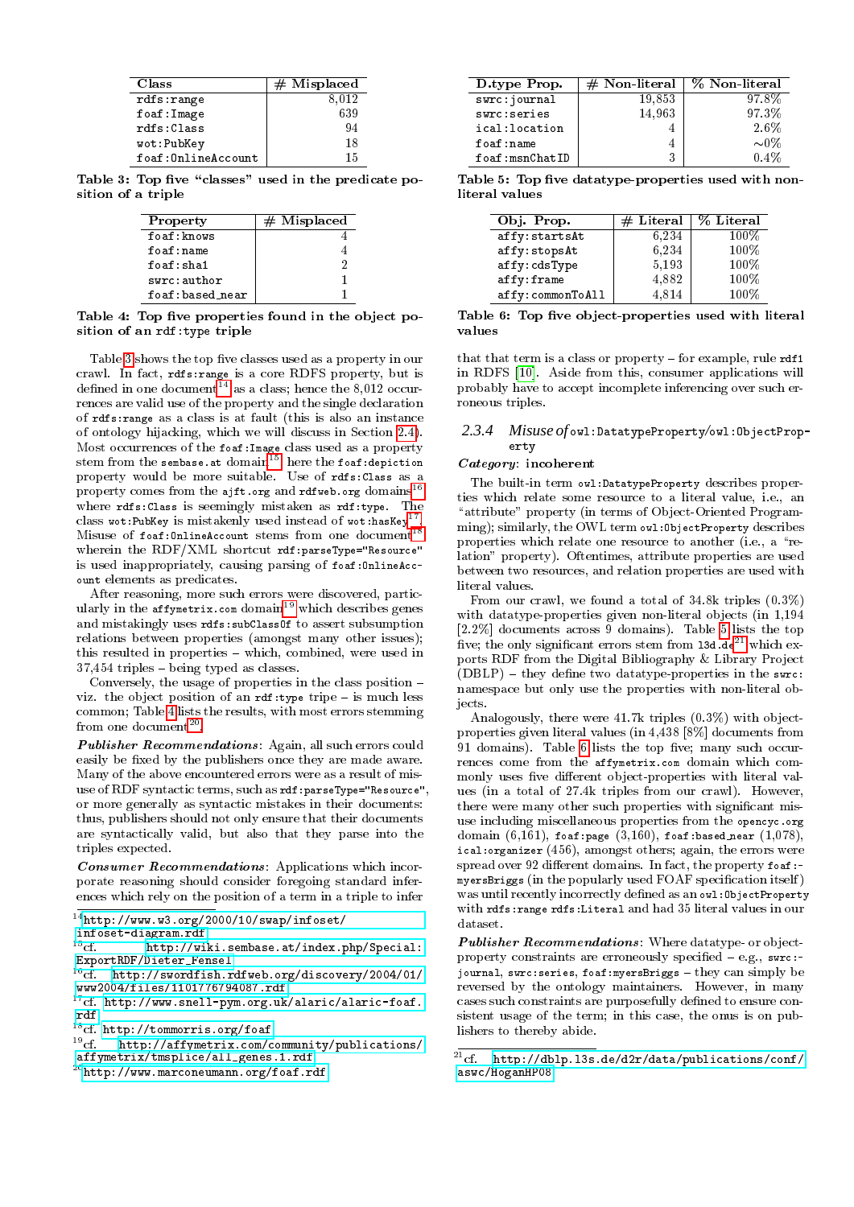| Class | # Misplaced |
|---|---|
| rdfs:range | 8,012 |
| foaf:Image | 639 |
| rdfs:Class | 94 |
| wot:PubKey | 18 |
| foaf:OnlineAccount | 15 |

**Table 3: Top five "classes" used in the predicate position of a triple**

| Property | # Misplaced |
|---|---|
| foaf:knows | 4 |
| foaf:name | 4 |
| foaf:sha1 | 2 |
| swrc:author | 1 |
| foaf:based_near | 1 |

**Table 4: Top five properties found in the object position of an rdf:type triple**

Table 3 shows the top five classes used as a property in our crawl. In fact, rdfs:range is a core RDFS property, but is defined in one document[14] as a class; hence the 8,012 occurrences are valid use of the property and the single declaration of rdfs:range as a class is at fault (this is also an instance of ontology hijacking, which we will discuss in Section 2.4). Most occurrences of the foaf:Image class used as a property stem from the sembase.at domain[15]: here the foaf:depiction property would be more suitable. Use of rdfs:Class as a property comes from the ajft.org and rdfweb.org domains[16] where rdfs:Class is seemingly mistaken as rdf:type. The class wot:PubKey is mistakenly used instead of wot:hasKey[17]. Misuse of foaf:OnlineAccount stems from one document[18] wherein the RDF/XML shortcut rdf:parseType="Resource" is used inappropriately, causing parsing of foaf:OnlineAccount elements as predicates.

After reasoning, more such errors were discovered, particularly in the affymetrix.com domain[19] which describes genes and mistakingly uses rdfs:subClassOf to assert subsumption relations between properties (amongst many other issues); this resulted in properties – which, combined, were used in 37,454 triples – being typed as classes.

Conversely, the usage of properties in the class position – viz. the object position of an rdf:type tripe – is much less common; Table 4 lists the results, with most errors stemming from one document[20].

***Publisher Recommendations***: Again, all such errors could easily be fixed by the publishers once they are made aware. Many of the above encountered errors were as a result of misuse of RDF syntactic terms, such as rdf:parseType="Resource", or more generally as syntactic mistakes in their documents: thus, publishers should not only ensure that their documents are syntactically valid, but also that they parse into the triples expected.

***Consumer Recommendations***: Applications which incorporate reasoning should consider foregoing standard inferences which rely on the position of a term in a triple to infer that that term is a class or property – for example, rule rdf1 in RDFS [10]. Aside from this, consumer applications will probably have to accept incomplete inferencing over such erroneous triples.

### 2.3.4 Misuse of owl:DatatypeProperty/owl:ObjectProperty

***Category***: incoherent

The built-in term owl:DatatypeProperty describes properties which relate some resource to a literal value, i.e., an "attribute" property (in terms of Object-Oriented Programming); similarly, the OWL term owl:ObjectProperty describes properties which relate one resource to another (i.e., a "relation" property). Oftentimes, attribute properties are used between two resources, and relation properties are used with literal values.

| D.type Prop. | # Non-literal | % Non-literal |
|---|---|---|
| swrc:journal | 19,853 | 97.8% |
| swrc:series | 14,963 | 97.3% |
| ical:location | 4 | 2.6% |
| foaf:name | 4 | ~0% |
| foaf:msnChatID | 3 | 0.4% |

**Table 5: Top five datatype-properties used with non-literal values**

| Obj. Prop. | # Literal | % Literal |
|---|---|---|
| affy:startsAt | 6,234 | 100% |
| affy:stopsAt | 6,234 | 100% |
| affy:cdsType | 5,193 | 100% |
| affy:frame | 4,882 | 100% |
| affy:commonToAll | 4,814 | 100% |

**Table 6: Top five object-properties used with literal values**

From our crawl, we found a total of 34.8k triples (0.3%) with datatype-properties given non-literal objects (in 1,194 [2.2%] documents across 9 domains). Table 5 lists the top five; the only significant errors stem from l3d.de[21] which exports RDF from the Digital Bibliography & Library Project (DBLP) – they define two datatype-properties in the swrc: namespace but only use the properties with non-literal objects.

Analogously, there were 41.7k triples (0.3%) with object-properties given literal values (in 4,438 [8%] documents from 91 domains). Table 6 lists the top five; many such occurrences come from the affymetrix.com domain which commonly uses five different object-properties with literal values (in a total of 27.4k triples from our crawl). However, there were many other such properties with significant misuse including miscellaneous properties from the opencyc.org domain (6,161), foaf:page (3,160), foaf:based_near (1,078), ical:organizer (456), amongst others; again, the errors were spread over 92 different domains. In fact, the property foaf:myersBriggs (in the popularly used FOAF specification itself) was until recently incorrectly defined as an owl:ObjectProperty with rdfs:range rdfs:Literal and had 35 literal values in our dataset.

***Publisher Recommendations***: Where datatype- or object-property constraints are erroneously specified – e.g., swrc:journal, swrc:series, foaf:myersBriggs – they can simply be reversed by the ontology maintainers. However, in many cases such constraints are purposefully defined to ensure consistent usage of the term; in this case, the onus is on publishers to thereby abide.

[14] http://www.w3.org/2000/10/swap/infoset/infoset-diagram.rdf
[15] cf. http://wiki.sembase.at/index.php/Special:ExportRDF/Dieter_Fensel
[16] cf. http://swordfish.rdfweb.org/discovery/2004/01/www2004/files/1101776794087.rdf
[17] cf. http://www.snell-pym.org.uk/alaric/alaric-foaf.rdf
[18] cf. http://tommorris.org/foaf
[19] cf. http://affymetrix.com/community/publications/affymetrix/tmsplice/all_genes.1.rdf
[20] http://www.marconeumann.org/foaf.rdf
[21] cf. http://dblp.l3s.de/d2r/data/publications/conf/aswc/HoganHP08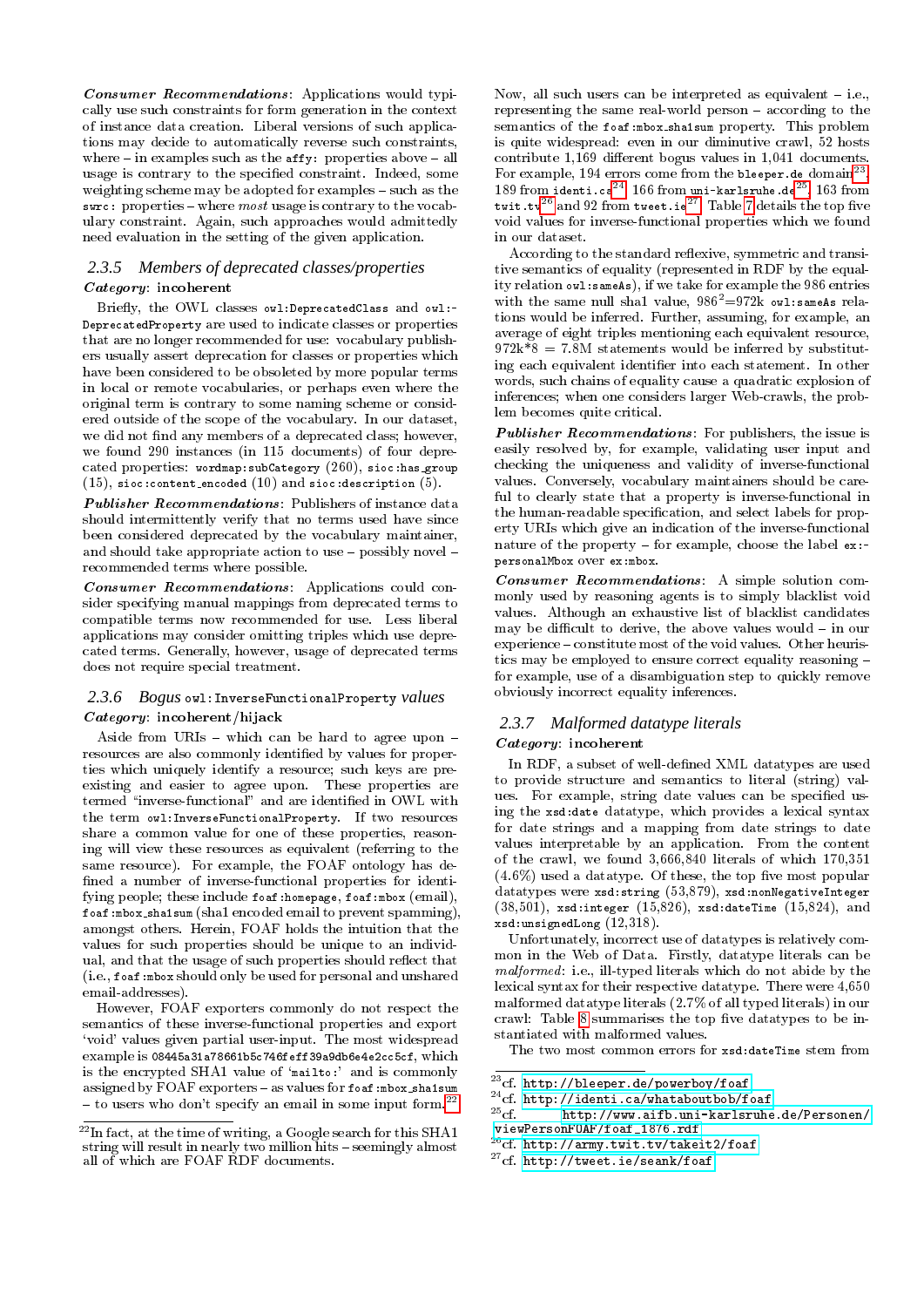***Consumer Recommendations***: Applications would typically use such constraints for form generation in the context of instance data creation. Liberal versions of such applications may decide to automatically reverse such constraints, where – in examples such as the `affy:` properties above – all usage is contrary to the specified constraint. Indeed, some weighting scheme may be adopted for examples – such as the `swrc:` properties – where *most* usage is contrary to the vocabulary constraint. Again, such approaches would admittedly need evaluation in the setting of the given application.

### 2.3.5 Members of deprecated classes/properties

***Category***: **incoherent**

Briefly, the OWL classes `owl:DeprecatedClass` and `owl:DeprecatedProperty` are used to indicate classes or properties that are no longer recommended for use: vocabulary publishers usually assert deprecation for classes or properties which have been considered to be obsoleted by more popular terms in local or remote vocabularies, or perhaps even where the original term is contrary to some naming scheme or considered outside of the scope of the vocabulary. In our dataset, we did not find any members of a deprecated class; however, we found 290 instances (in 115 documents) of four deprecated properties: `wordmap:subCategory` (260), `sioc:has_group` (15), `sioc:content_encoded` (10) and `sioc:description` (5).

***Publisher Recommendations***: Publishers of instance data should intermittently verify that no terms used have since been considered deprecated by the vocabulary maintainer, and should take appropriate action to use – possibly novel – recommended terms where possible.

***Consumer Recommendations***: Applications could consider specifying manual mappings from deprecated terms to compatible terms now recommended for use. Less liberal applications may consider omitting triples which use deprecated terms. Generally, however, usage of deprecated terms does not require special treatment.

### 2.3.6 Bogus `owl:InverseFunctionalProperty` values

***Category***: **incoherent/hijack**

Aside from URIs – which can be hard to agree upon – resources are also commonly identified by values for properties which uniquely identify a resource; such keys are preexisting and easier to agree upon. These properties are termed "inverse-functional" and are identified in OWL with the term `owl:InverseFunctionalProperty`. If two resources share a common value for one of these properties, reasoning will view these resources as equivalent (referring to the same resource). For example, the FOAF ontology has defined a number of inverse-functional properties for identifying people; these include `foaf:homepage`, `foaf:mbox` (email), `foaf:mbox_sha1sum` (sha1 encoded email to prevent spamming), amongst others. Herein, FOAF holds the intuition that the values for such properties should be unique to an individual, and that the usage of such properties should reflect that (i.e., `foaf:mbox` should only be used for personal and unshared email-addresses).

However, FOAF exporters commonly do not respect the semantics of these inverse-functional properties and export 'void' values given partial user-input. The most widespread example is `08445a31a78661b5c746feff39a9db6e4e2cc5cf`, which is the encrypted SHA1 value of '`mailto:`' and is commonly assigned by FOAF exporters – as values for `foaf:mbox_sha1sum` – to users who don't specify an email in some input form.[22] Now, all such users can be interpreted as equivalent – i.e., representing the same real-world person – according to the semantics of the `foaf:mbox_sha1sum` property. This problem is quite widespread: even in our diminutive crawl, 52 hosts contribute 1,169 different bogus values in 1,041 documents. For example, 194 errors come from the `bleeper.de` domain[23], 189 from `identi.ca`[24], 166 from `uni-karlsruhe.de`[25], 163 from `twit.tv`[26] and 92 from `tweet.ie`[27]. Table 7 details the top five void values for inverse-functional properties which we found in our dataset.

According to the standard reflexive, symmetric and transitive semantics of equality (represented in RDF by the equality relation `owl:sameAs`), if we take for example the 986 entries with the same null sha1 value, $986^2$=972k `owl:sameAs` relations would be inferred. Further, assuming, for example, an average of eight triples mentioning each equivalent resource, 972k*8 = 7.8M statements would be inferred by substituting each equivalent identifier into each statement. In other words, such chains of equality cause a quadratic explosion of inferences; when one considers larger Web-crawls, the problem becomes quite critical.

***Publisher Recommendations***: For publishers, the issue is easily resolved by, for example, validating user input and checking the uniqueness and validity of inverse-functional values. Conversely, vocabulary maintainers should be careful to clearly state that a property is inverse-functional in the human-readable specification, and select labels for property URIs which give an indication of the inverse-functional nature of the property – for example, choose the label `ex:personalMbox` over `ex:mbox`.

***Consumer Recommendations***: A simple solution commonly used by reasoning agents is to simply blacklist void values. Although an exhaustive list of blacklist candidates may be difficult to derive, the above values would – in our experience – constitute most of the void values. Other heuristics may be employed to ensure correct equality reasoning – for example, use of a disambiguation step to quickly remove obviously incorrect equality inferences.

### 2.3.7 Malformed datatype literals

***Category***: **incoherent**

In RDF, a subset of well-defined XML datatypes are used to provide structure and semantics to literal (string) values. For example, string date values can be specified using the `xsd:date` datatype, which provides a lexical syntax for date strings and a mapping from date strings to date values interpretable by an application. From the content of the crawl, we found 3,666,840 literals of which 170,351 (4.6%) used a datatype. Of these, the top five most popular datatypes were `xsd:string` (53,879), `xsd:nonNegativeInteger` (38,501), `xsd:integer` (15,826), `xsd:dateTime` (15,824), and `xsd:unsignedLong` (12,318).

Unfortunately, incorrect use of datatypes is relatively common in the Web of Data. Firstly, datatype literals can be *malformed*: i.e., ill-typed literals which do not abide by the lexical syntax for their respective datatype. There were 4,650 malformed datatype literals (2.7% of all typed literals) in our crawl: Table 8 summarises the top five datatypes to be instantiated with malformed values.

The two most common errors for `xsd:dateTime` stem from

[22] In fact, at the time of writing, a Google search for this SHA1 string will result in nearly two million hits – seemingly almost all of which are FOAF RDF documents.

[23] cf. http://bleeper.de/powerboy/foaf

[24] cf. http://identi.ca/whataboutbob/foaf

[25] cf. http://www.aifb.uni-karlsruhe.de/Personen/viewPersonFOAF/foaf_1876.rdf

[26] cf. http://army.twit.tv/takeit2/foaf

[27] cf. http://tweet.ie/seank/foaf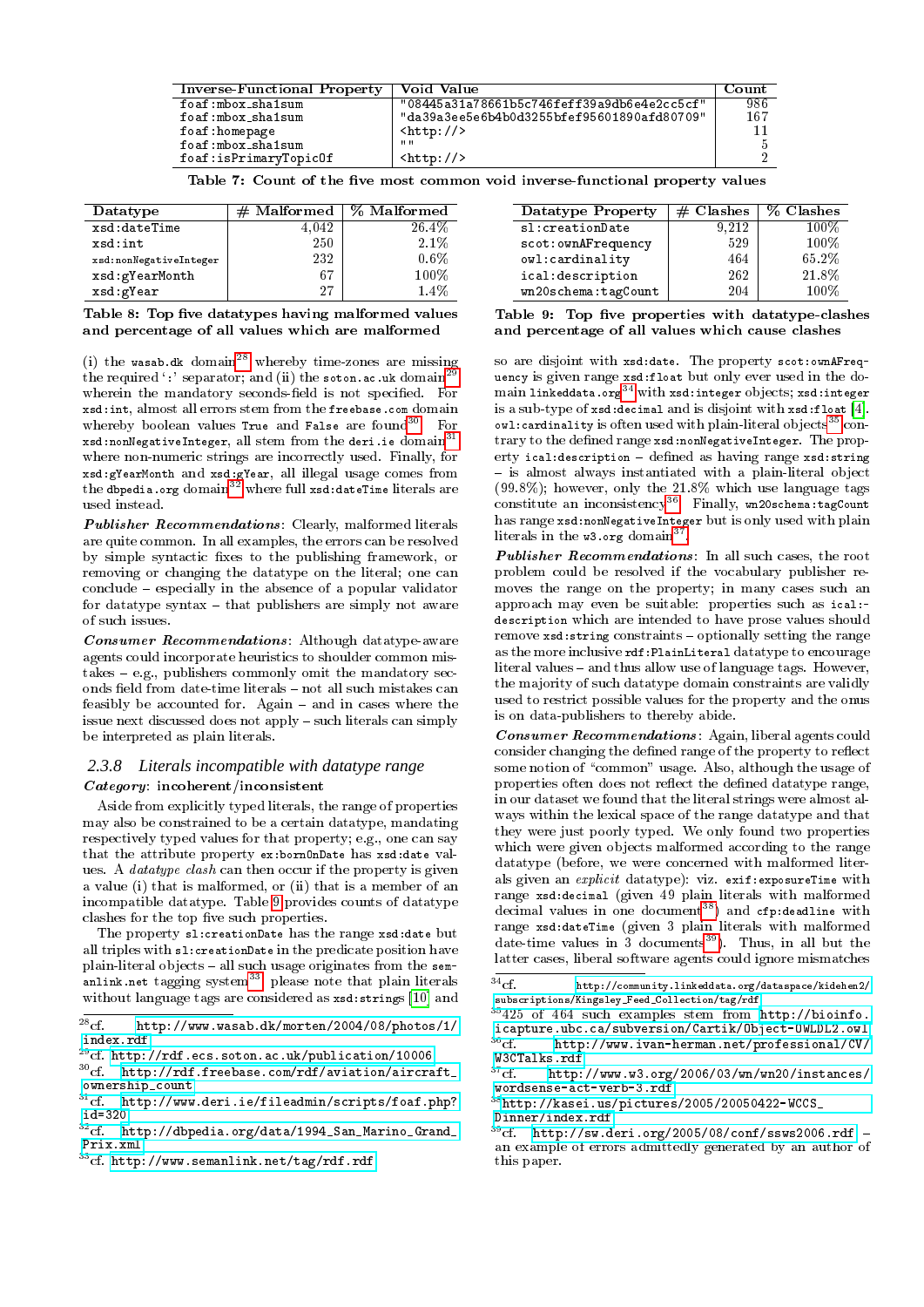| Inverse-Functional Property | Void Value | Count |
|---|---|---|
| foaf:mbox_sha1sum | "08445a31a78661b5c746feff39a9db6e4e2cc5cf" | 986 |
| foaf:mbox_sha1sum | "da39a3ee5e6b4b0d3255bfef95601890afd80709" | 167 |
| foaf:homepage | <http://> | 11 |
| foaf:mbox_sha1sum | "" | 5 |
| foaf:isPrimaryTopicOf | <http://> | 2 |

**Table 7: Count of the five most common void inverse-functional property values**

| Datatype | # Malformed | % Malformed |
|---|---|---|
| xsd:dateTime | 4,042 | 26.4% |
| xsd:int | 250 | 2.1% |
| xsd:nonNegativeInteger | 232 | 0.6% |
| xsd:gYearMonth | 67 | 100% |
| xsd:gYear | 27 | 1.4% |

**Table 8: Top five datatypes having malformed values and percentage of all values which are malformed**

| Datatype Property | # Clashes | % Clashes |
|---|---|---|
| sl:creationDate | 9,212 | 100% |
| scot:ownAFrequency | 529 | 100% |
| owl:cardinality | 464 | 65.2% |
| ical:description | 262 | 21.8% |
| wn20schema:tagCount | 204 | 100% |

**Table 9: Top five properties with datatype-clashes and percentage of all values which cause clashes**

(i) the wasab.dk domain[28] whereby time-zones are missing the required ':' separator; and (ii) the soton.ac.uk domain[29] wherein the mandatory seconds-field is not specified. For xsd:int, almost all errors stem from the freebase.com domain whereby boolean values True and False are found[30]. For xsd:nonNegativeInteger, all stem from the deri.ie domain[31] where non-numeric strings are incorrectly used. Finally, for xsd:gYearMonth and xsd:gYear, all illegal usage comes from the dbpedia.org domain[32] where full xsd:dateTime literals are used instead.

***Publisher Recommendations***: Clearly, malformed literals are quite common. In all examples, the errors can be resolved by simple syntactic fixes to the publishing framework, or removing or changing the datatype on the literal; one can conclude – especially in the absence of a popular validator for datatype syntax – that publishers are simply not aware of such issues.

***Consumer Recommendations***: Although datatype-aware agents could incorporate heuristics to shoulder common mistakes – e.g., publishers commonly omit the mandatory seconds field from date-time literals – not all such mistakes can feasibly be accounted for. Again – and in cases where the issue next discussed does not apply – such literals can simply be interpreted as plain literals.

### 2.3.8 Literals incompatible with datatype range

***Category***: **incoherent/inconsistent**

Aside from explicitly typed literals, the range of properties may also be constrained to be a certain datatype, mandating respectively typed values for that property; e.g., one can say that the attribute property ex:bornOnDate has xsd:date values. A *datatype clash* can then occur if the property is given a value (i) that is malformed, or (ii) that is a member of an incompatible datatype. Table 9 provides counts of datatype clashes for the top five such properties.

The property sl:creationDate has the range xsd:date but all triples with sl:creationDate in the predicate position have plain-literal objects – all such usage originates from the semanlink.net tagging system[33]; please note that plain literals without language tags are considered as xsd:strings [10] and so are disjoint with xsd:date. The property scot:ownAFrequency is given range xsd:float but only ever used in the domain linkeddata.org[34] with xsd:integer objects; xsd:integer is a sub-type of xsd:decimal and is disjoint with xsd:float [4]. owl:cardinality is often used with plain-literal objects[35] contrary to the defined range xsd:nonNegativeInteger. The property ical:description – defined as having range xsd:string – is almost always instantiated with a plain-literal object (99.8%); however, only the 21.8% which use language tags constitute an inconsistency[36]. Finally, wn20schema:tagCount has range xsd:nonNegativeInteger but is only used with plain literals in the w3.org domain[37].

***Publisher Recommendations***: In all such cases, the root problem could be resolved if the vocabulary publisher removes the range on the property; in many cases such an approach may even be suitable: properties such as ical:description which are intended to have prose values should remove xsd:string constraints – optionally setting the range as the more inclusive rdf:PlainLiteral datatype to encourage literal values – and thus allow use of language tags. However, the majority of such datatype domain constraints are validly used to restrict possible values for the property and the onus is on data-publishers to thereby abide.

***Consumer Recommendations***: Again, liberal agents could consider changing the defined range of the property to reflect some notion of "common" usage. Also, although the usage of properties often does not reflect the defined datatype range, in our dataset we found that the literal strings were almost always within the lexical space of the range datatype and that they were just poorly typed. We only found two properties which were given objects malformed according to the range datatype (before, we were concerned with malformed literals given an *explicit* datatype): viz. exif:exposureTime with range xsd:decimal (given 49 plain literals with malformed decimal values in one document[38]) and cfp:deadline with range xsd:dateTime (given 3 plain literals with malformed date-time values in 3 documents[39]). Thus, in all but the latter cases, liberal software agents could ignore mismatches

---

[28] cf. http://www.wasab.dk/morten/2004/08/photos/1/index.rdf

[29] cf. http://rdf.ecs.soton.ac.uk/publication/10006

[30] cf. http://rdf.freebase.com/rdf/aviation/aircraft_ownership_count

[31] cf. http://www.deri.ie/fileadmin/scripts/foaf.php?id=320

[32] cf. http://dbpedia.org/data/1994_San_Marino_Grand_Prix.xml

[33] cf. http://www.semanlink.net/tag/rdf.rdf

[34] cf. http://community.linkeddata.org/dataspace/kidehen2/subscriptions/Kingsley_Feed_Collection/tag/rdf

[35] 425 of 464 such examples stem from http://bioinfo.icapture.ubc.ca/subversion/Cartik/Object-UWLDL2.owl

[36] cf. http://www.ivan-herman.net/professional/CV/W3CTalks.rdf

[37] cf. http://www.w3.org/2006/03/wn/wn20/instances/wordsense-act-verb-3.rdf

[38] http://kasei.us/pictures/2005/20050422-WCCS_Dinner/index.rdf

[39] cf. http://sw.deri.org/2005/08/conf/ssws2006.rdf – an example of errors admittedly generated by an author of this paper.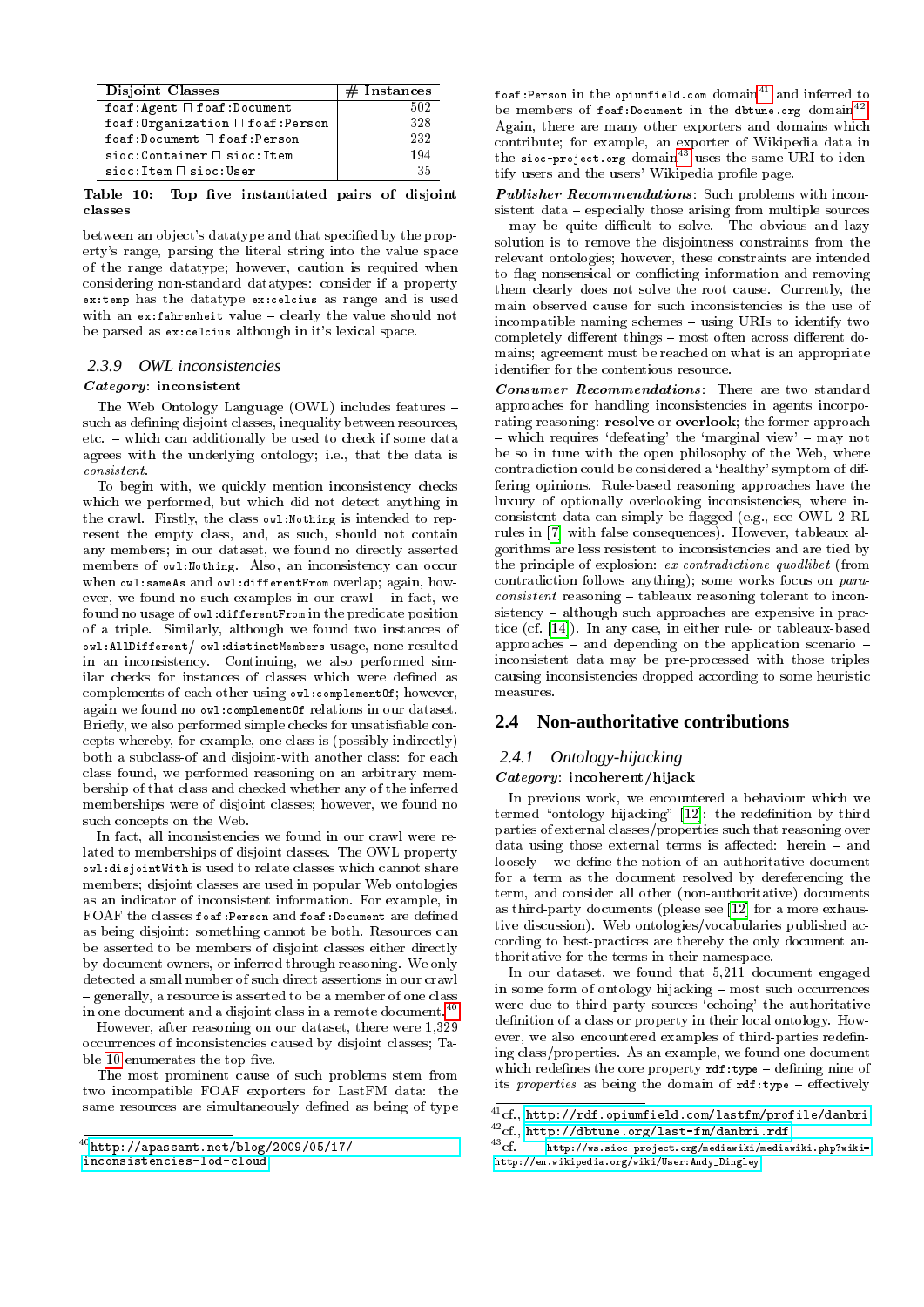| Disjoint Classes | # Instances |
|---|---|
| foaf:Agent ⊓ foaf:Document | 502 |
| foaf:Organization ⊓ foaf:Person | 328 |
| foaf:Document ⊓ foaf:Person | 232 |
| sioc:Container ⊓ sioc:Item | 194 |
| sioc:Item ⊓ sioc:User | 35 |

**Table 10: Top five instantiated pairs of disjoint classes**

between an object's datatype and that specified by the property's range, parsing the literal string into the value space of the range datatype; however, caution is required when considering non-standard datatypes: consider if a property `ex:temp` has the datatype `ex:celcius` as range and is used with an `ex:fahrenheit` value – clearly the value should not be parsed as `ex:celcius` although in it's lexical space.

### 2.3.9 OWL inconsistencies

***Category***: **inconsistent**

The Web Ontology Language (OWL) includes features – such as defining disjoint classes, inequality between resources, etc. – which can additionally be used to check if some data agrees with the underlying ontology; i.e., that the data is *consistent*.

To begin with, we quickly mention inconsistency checks which we performed, but which did not detect anything in the crawl. Firstly, the class `owl:Nothing` is intended to represent the empty class, and, as such, should not contain any members; in our dataset, we found no directly asserted members of `owl:Nothing`. Also, an inconsistency can occur when `owl:sameAs` and `owl:differentFrom` overlap; again, however, we found no such examples in our crawl – in fact, we found no usage of `owl:differentFrom` in the predicate position of a triple. Similarly, although we found two instances of `owl:AllDifferent/ owl:distinctMembers` usage, none resulted in an inconsistency. Continuing, we also performed similar checks for instances of classes which were defined as complements of each other using `owl:complementOf`; however, again we found no `owl:complementOf` relations in our dataset. Briefly, we also performed simple checks for unsatisfiable concepts whereby, for example, one class is (possibly indirectly) both a subclass-of and disjoint-with another class: for each class found, we performed reasoning on an arbitrary membership of that class and checked whether any of the inferred memberships were of disjoint classes; however, we found no such concepts on the Web.

In fact, all inconsistencies we found in our crawl were related to memberships of disjoint classes. The OWL property `owl:disjointWith` is used to relate classes which cannot share members; disjoint classes are used in popular Web ontologies as an indicator of inconsistent information. For example, in FOAF the classes `foaf:Person` and `foaf:Document` are defined as being disjoint: something cannot be both. Resources can be asserted to be members of disjoint classes either directly by document owners, or inferred through reasoning. We only detected a small number of such direct assertions in our crawl – generally, a resource is asserted to be a member of one class in one document and a disjoint class in a remote document.[40]

However, after reasoning on our dataset, there were 1,329 occurrences of inconsistencies caused by disjoint classes; Table 10 enumerates the top five.

The most prominent cause of such problems stem from two incompatible FOAF exporters for LastFM data: the same resources are simultaneously defined as being of type `foaf:Person` in the `opiumfield.com` domain[41] and inferred to be members of `foaf:Document` in the `dbtune.org` domain[42]. Again, there are many other exporters and domains which contribute; for example, an exporter of Wikipedia data in the `sioc-project.org` domain[43] uses the same URI to identify users and the users' Wikipedia profile page.

***Publisher Recommendations***: Such problems with inconsistent data – especially those arising from multiple sources – may be quite difficult to solve. The obvious and lazy solution is to remove the disjointness constraints from the relevant ontologies; however, these constraints are intended to flag nonsensical or conflicting information and removing them clearly does not solve the root cause. Currently, the main observed cause for such inconsistencies is the use of incompatible naming schemes – using URIs to identify two completely different things – most often across different domains; agreement must be reached on what is an appropriate identifier for the contentious resource.

***Consumer Recommendations***: There are two standard approaches for handling inconsistencies in agents incorporating reasoning: **resolve** or **overlook**; the former approach – which requires 'defeating' the 'marginal view' – may not be so in tune with the open philosophy of the Web, where contradiction could be considered a 'healthy' symptom of differing opinions. Rule-based reasoning approaches have the luxury of optionally overlooking inconsistencies, where inconsistent data can simply be flagged (e.g., see OWL 2 RL rules in [7] with false consequences). However, tableaux algorithms are less resistent to inconsistencies and are tied by the principle of explosion: *ex contradictione quodlibet* (from contradiction follows anything); some works focus on *para-consistent* reasoning – tableaux reasoning tolerant to inconsistency – although such approaches are expensive in practice (cf. [14]). In any case, in either rule- or tableaux-based approaches – and depending on the application scenario – inconsistent data may be pre-processed with those triples causing inconsistencies dropped according to some heuristic measures.

## 2.4 Non-authoritative contributions

### 2.4.1 Ontology-hijacking

***Category***: **incoherent/hijack**

In previous work, we encountered a behaviour which we termed "ontology hijacking" [12]: the redefinition by third parties of external classes/properties such that reasoning over data using those external terms is affected: herein – and loosely – we define the notion of an authoritative document for a term as the document resolved by dereferencing the term, and consider all other (non-authoritative) documents as third-party documents (please see [12] for a more exhaustive discussion). Web ontologies/vocabularies published according to best-practices are thereby the only document authoritative for the terms in their namespace.

In our dataset, we found that 5,211 document engaged in some form of ontology hijacking – most such occurrences were due to third party sources 'echoing' the authoritative definition of a class or property in their local ontology. However, we also encountered examples of third-parties redefining class/properties. As an example, we found one document which redefines the core property `rdf:type` – defining nine of its *properties* as being the domain of `rdf:type` – effectively

[40] http://apassant.net/blog/2009/05/17/inconsistencies-lod-cloud

[41] cf., http://rdf.opiumfield.com/lastfm/profile/danbri

[42] cf., http://dbtune.org/last-fm/danbri.rdf

[43] cf. http://ws.sioc-project.org/mediawiki/mediawiki.php?wiki=http://en.wikipedia.org/wiki/User:Andy_Dingley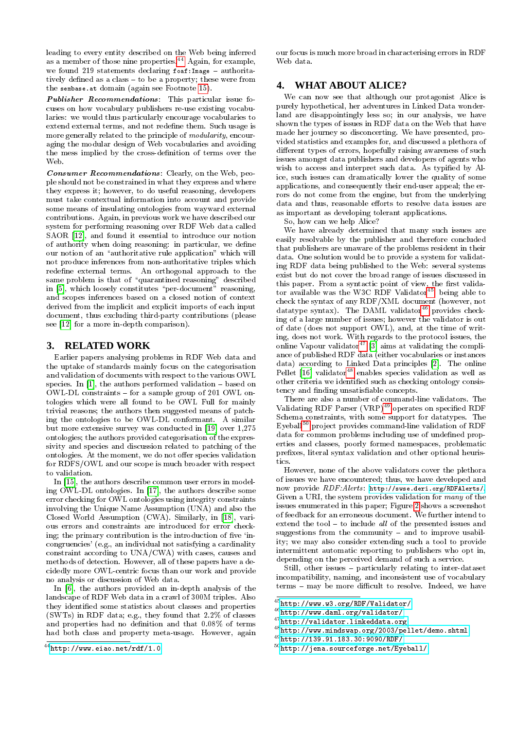leading to every entity described on the Web being inferred as a member of those nine properties.[44] Again, for example, we found 219 statements declaring `foaf:Image` – authoritatively defined as a class – to be a property; these were from the `sembase.at` domain (again see Footnote [15]).

***Publisher Recommendations***: This particular issue focuses on how vocabulary publishers re-use existing vocabularies: we would thus particularly encourage vocabularies to extend external terms, and not redefine them. Such usage is more generally related to the principle of *modularity*, encouraging the modular design of Web vocabularies and avoiding the mess implied by the cross-definition of terms over the Web.

***Consumer Recommendations***: Clearly, on the Web, people should not be constrained in what they express and where they express it; however, to do useful reasoning, developers must take contextual information into account and provide some means of insulating ontologies from wayward external contributions. Again, in previous work we have described our system for performing reasoning over RDF Web data called SAOR [12], and found it essential to introduce our notion of authority when doing reasoning: in particular, we define our notion of an "authoritative rule application" which will not produce inferences from non-authoritative triples which redefine external terms. An orthogonal approach to the same problem is that of "quarantined reasoning" described in [5], which loosely constitutes "per-document" reasoning, and scopes inferences based on a closed notion of context derived from the implicit and explicit imports of each input document, thus excluding third-party contributions (please see [12] for a more in-depth comparison).

## 3. RELATED WORK

Earlier papers analysing problems in RDF Web data and the uptake of standards mainly focus on the categorisation and validation of documents with respect to the various OWL species. In [1], the authors performed validation – based on OWL-DL constraints – for a sample group of 201 OWL ontologies which were all found to be OWL Full for mainly trivial reasons; the authors then suggested means of patching the ontologies to be OWL-DL conformant. A similar but more extensive survey was conducted in [19] over 1,275 ontologies; the authors provided categorisation of the expressivity and species and discussion related to patching of the ontologies. At the moment, we do not offer species validation for RDFS/OWL and our scope is much broader with respect to validation.

In [15], the authors describe common user errors in modeling OWL-DL ontologies. In [17], the authors describe some error checking for OWL ontologies using integrity constraints involving the Unique Name Assumption (UNA) and also the Closed World Assumption (CWA). Similarly, in [18], various errors and constraints are introduced for error checking; the primary contribution is the introduction of five 'incongruencies' (e.g., an individual not satisfying a cardinality constraint according to UNA/CWA) with cases, causes and methods of detection. However, all of these papers have a decidedly more OWL-centric focus than our work and provide no analysis or discussion of Web data.

In [6], the authors provided an in-depth analysis of the landscape of RDF Web data in a crawl of 300M triples. Also they identified some statistics about classes and properties (SWTs) in RDF data; e.g., they found that 2.2% of classes and properties had no definition and that 0.08% of terms had both class and property meta-usage. However, again our focus is much more broad in characterising errors in RDF Web data.

## 4. WHAT ABOUT ALICE?

We can now see that although our protagonist Alice is purely hypothetical, her adventures in Linked Data wonderland are disappointingly less so; in our analysis, we have shown the types of issues in RDF data on the Web that have made her journey so disconcerting. We have presented, provided statistics and examples for, and discussed a plethora of different types of errors, hopefully raising awareness of such issues amongst data publishers and developers of agents who wish to access and interpret such data. As typified by Alice, such issues can dramatically lower the quality of some applications, and consequently their end-user appeal; the errors do not come from the engine, but from the underlying data and thus, reasonable efforts to resolve data issues are as important as developing tolerant applications.

So, how can we help Alice?

We have already determined that many such issues are easily resolvable by the publisher and therefore concluded that publishers are unaware of the problems resident in their data. One solution would be to provide a system for validating RDF data being published to the Web: several systems exist but do not cover the broad range of issues discussed in this paper. From a syntactic point of view, the first validator available was the W3C RDF Validator[45] being able to check the syntax of any RDF/XML document (however, not datatype syntax). The DAML validator[46] provides checking of a large number of issues; however the validator is out of date (does not support OWL), and, at the time of writing, does not work. With regards to the protocol issues, the online Vapour validator[47] [3] aims at validating the compliance of published RDF data (either vocabularies or instances data) according to Linked Data principles [2]. The online Pellet [16] validator[48] enables species validation as well as other criteria we identified such as checking ontology consistency and finding unsatisfiable concepts.

There are also a number of command-line validators. The Validating RDF Parser (VRP)[49] operates on specified RDF Schema constraints, with some support for datatypes. The Eyeball[50] project provides command-line validation of RDF data for common problems including use of undefined properties and classes, poorly formed namespaces, problematic prefixes, literal syntax validation and other optional heuristics.

However, none of the above validators cover the plethora of issues we have encountered; thus, we have developed and now provide *RDF:Alerts*: `http://swse.deri.org/RDFAlerts/`. Given a URI, the system provides validation for *many* of the issues enumerated in this paper; Figure 2 shows a screenshot of feedback for an erroneous document. We further intend to extend the tool – to include *all* of the presented issues and suggestions from the community – and to improve usability; we may also consider extending such a tool to provide intermittent automatic reporting to publishers who opt in, depending on the perceived demand of such a service.

Still, other issues – particularly relating to inter-dataset incompatibility, naming, and inconsistent use of vocabulary terms – may be more difficult to resolve. Indeed, we have

[44] http://www.eiao.net/rdf/1.0

[45] http://www.w3.org/RDF/Validator/

[46] http://www.daml.org/validator/

[47] http://validator.linkeddata.org

[48] http://www.mindswap.org/2003/pellet/demo.shtml

[49] http://139.91.183.30:9090/RDF/

[50] http://jena.sourceforge.net/Eyeball/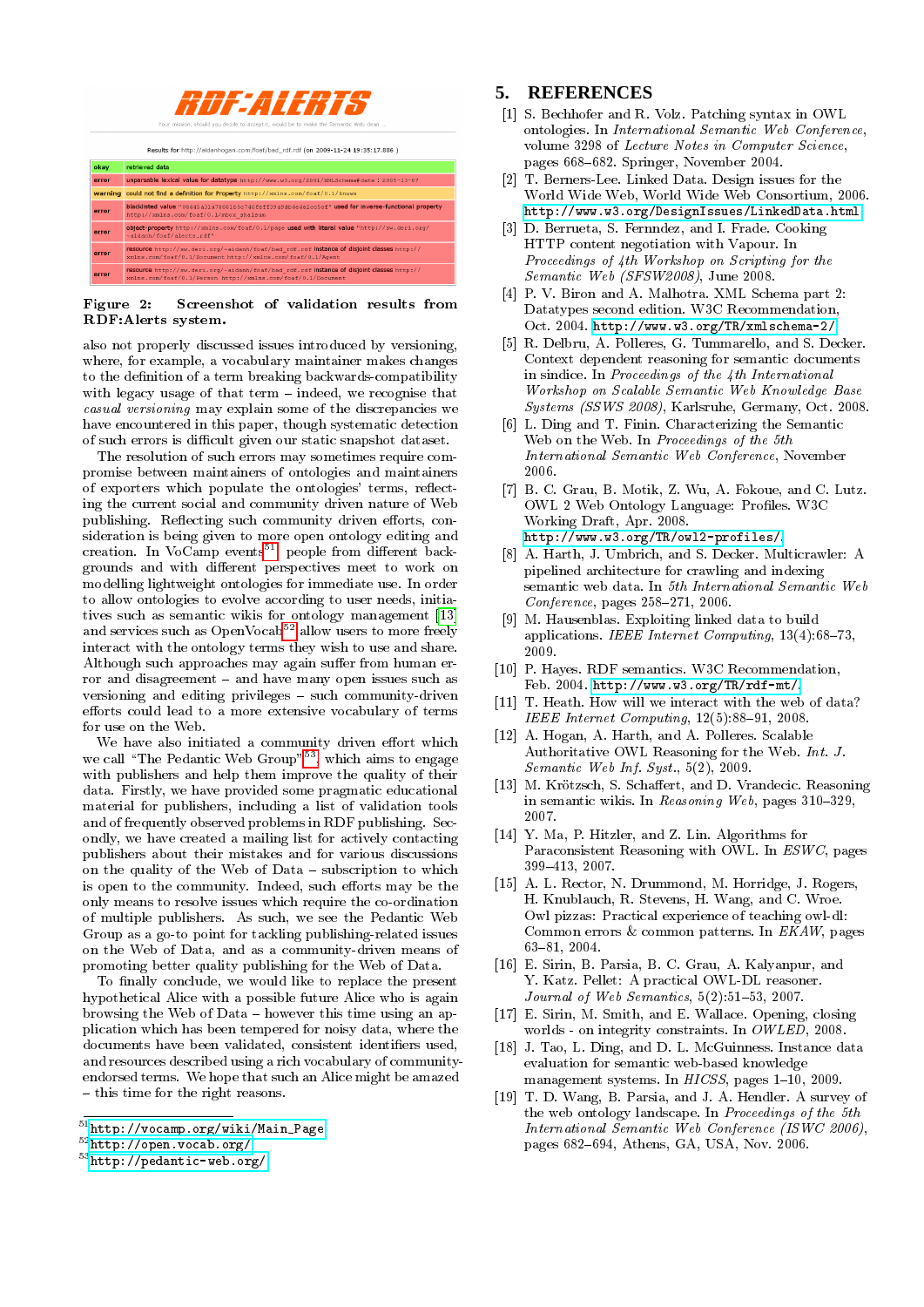Figure 2: Screenshot of validation results from RDF:Alerts system.

also not properly discussed issues introduced by versioning, where, for example, a vocabulary maintainer makes changes to the definition of a term breaking backwards-compatibility with legacy usage of that term – indeed, we recognise that *casual versioning* may explain some of the discrepancies we have encountered in this paper, though systematic detection of such errors is difficult given our static snapshot dataset.

The resolution of such errors may sometimes require compromise between maintainers of ontologies and maintainers of exporters which populate the ontologies' terms, reflecting the current social and community driven nature of Web publishing. Reflecting such community driven efforts, consideration is being given to more open ontology editing and creation. In VoCamp events[51] people from different backgrounds and with different perspectives meet to work on modelling lightweight ontologies for immediate use. In order to allow ontologies to evolve according to user needs, initiatives such as semantic wikis for ontology management [13] and services such as OpenVocab[52] allow users to more freely interact with the ontology terms they wish to use and share. Although such approaches may again suffer from human error and disagreement – and have many open issues such as versioning and editing privileges – such community-driven efforts could lead to a more extensive vocabulary of terms for use on the Web.

We have also initiated a community driven effort which we call "The Pedantic Web Group"[53] which aims to engage with publishers and help them improve the quality of their data. Firstly, we have provided some pragmatic educational material for publishers, including a list of validation tools and of frequently observed problems in RDF publishing. Secondly, we have created a mailing list for actively contacting publishers about their mistakes and for various discussions on the quality of the Web of Data – subscription to which is open to the community. Indeed, such efforts may be the only means to resolve issues which require the co-ordination of multiple publishers. As such, we see the Pedantic Web Group as a go-to point for tackling publishing-related issues on the Web of Data, and as a community-driven means of promoting better quality publishing for the Web of Data.

To finally conclude, we would like to replace the present hypothetical Alice with a possible future Alice who is again browsing the Web of Data – however this time using an application which has been tempered for noisy data, where the documents have been validated, consistent identifiers used, and resources described using a rich vocabulary of community-endorsed terms. We hope that such an Alice might be amazed – this time for the right reasons.

[51] http://vocamp.org/wiki/Main_Page

[52] http://open.vocab.org/

[53] http://pedantic-web.org/

## 5. REFERENCES

[1] S. Bechhofer and R. Volz. Patching syntax in OWL ontologies. In *International Semantic Web Conference*, volume 3298 of *Lecture Notes in Computer Science*, pages 668–682. Springer, November 2004.

[2] T. Berners-Lee. Linked Data. Design issues for the World Wide Web, World Wide Web Consortium, 2006. http://www.w3.org/DesignIssues/LinkedData.html.

[3] D. Berrueta, S. Fernndez, and I. Frade. Cooking HTTP content negotiation with Vapour. In *Proceedings of 4th Workshop on Scripting for the Semantic Web (SFSW2008)*, June 2008.

[4] P. V. Biron and A. Malhotra. XML Schema part 2: Datatypes second edition. W3C Recommendation, Oct. 2004. http://www.w3.org/TR/xmlschema-2/.

[5] R. Delbru, A. Polleres, G. Tummarello, and S. Decker. Context dependent reasoning for semantic documents in sindice. In *Proceedings of the 4th International Workshop on Scalable Semantic Web Knowledge Base Systems (SSWS 2008)*, Karlsruhe, Germany, Oct. 2008.

[6] L. Ding and T. Finin. Characterizing the Semantic Web on the Web. In *Proceedings of the 5th International Semantic Web Conference*, November 2006.

[7] B. C. Grau, B. Motik, Z. Wu, A. Fokoue, and C. Lutz. OWL 2 Web Ontology Language: Profiles. W3C Working Draft, Apr. 2008. http://www.w3.org/TR/owl2-profiles/.

[8] A. Harth, J. Umbrich, and S. Decker. Multicrawler: A pipelined architecture for crawling and indexing semantic web data. In *5th International Semantic Web Conference*, pages 258–271, 2006.

[9] M. Hausenblas. Exploiting linked data to build applications. *IEEE Internet Computing*, 13(4):68–73, 2009.

[10] P. Hayes. RDF semantics. W3C Recommendation, Feb. 2004. http://www.w3.org/TR/rdf-mt/.

[11] T. Heath. How will we interact with the web of data? *IEEE Internet Computing*, 12(5):88–91, 2008.

[12] A. Hogan, A. Harth, and A. Polleres. Scalable Authoritative OWL Reasoning for the Web. *Int. J. Semantic Web Inf. Syst.*, 5(2), 2009.

[13] M. Krötzsch, S. Schaffert, and D. Vrandecic. Reasoning in semantic wikis. In *Reasoning Web*, pages 310–329, 2007.

[14] Y. Ma, P. Hitzler, and Z. Lin. Algorithms for Paraconsistent Reasoning with OWL. In *ESWC*, pages 399–413, 2007.

[15] A. L. Rector, N. Drummond, M. Horridge, J. Rogers, H. Knublauch, R. Stevens, H. Wang, and C. Wroe. Owl pizzas: Practical experience of teaching owl-dl: Common errors & common patterns. In *EKAW*, pages 63–81, 2004.

[16] E. Sirin, B. Parsia, B. C. Grau, A. Kalyanpur, and Y. Katz. Pellet: A practical OWL-DL reasoner. *Journal of Web Semantics*, 5(2):51–53, 2007.

[17] E. Sirin, M. Smith, and E. Wallace. Opening, closing worlds - on integrity constraints. In *OWLED*, 2008.

[18] J. Tao, L. Ding, and D. L. McGuinness. Instance data evaluation for semantic web-based knowledge management systems. In *HICSS*, pages 1–10, 2009.

[19] T. D. Wang, B. Parsia, and J. A. Hendler. A survey of the web ontology landscape. In *Proceedings of the 5th International Semantic Web Conference (ISWC 2006)*, pages 682–694, Athens, GA, USA, Nov. 2006.